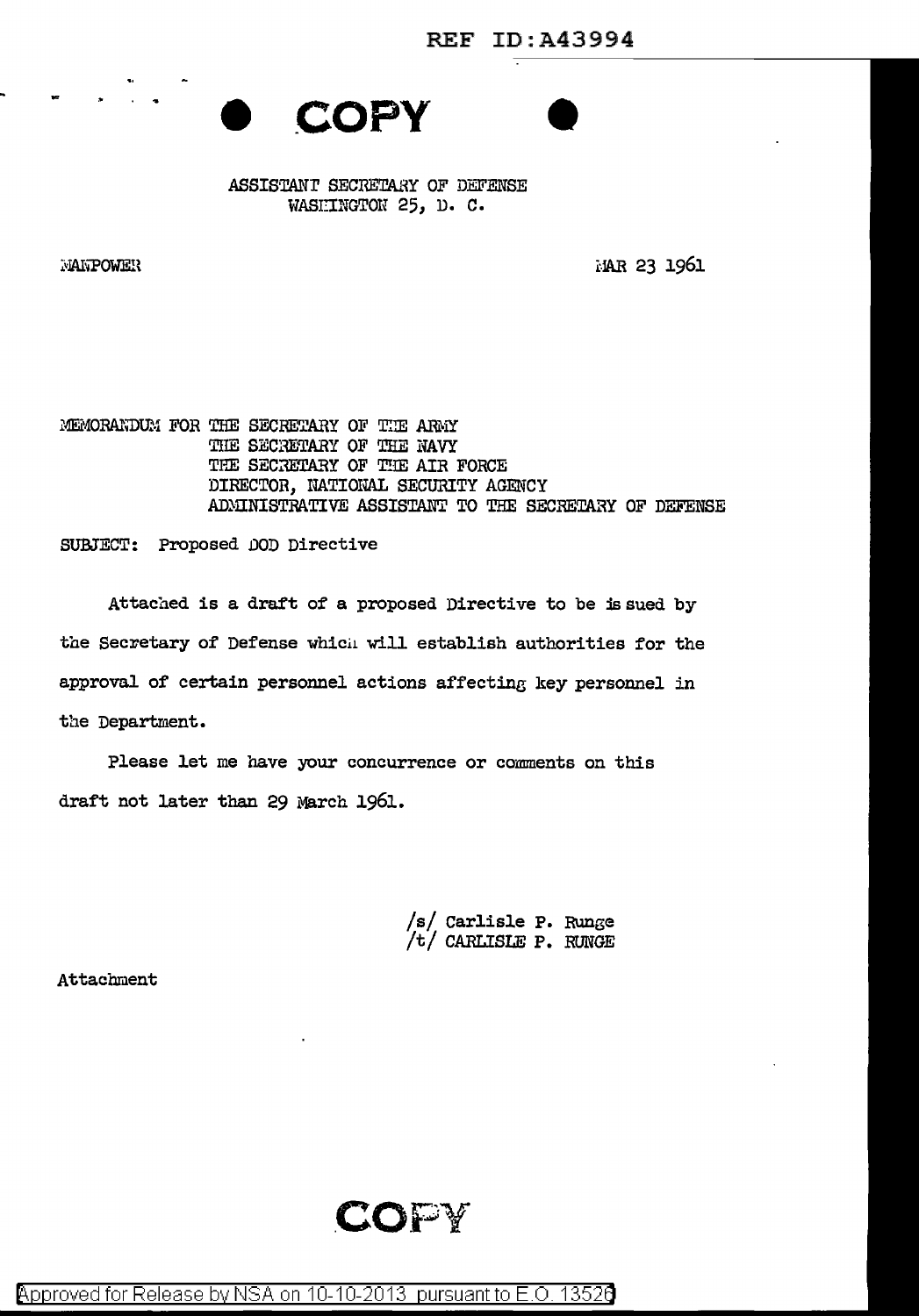REF ID:A43994

**COPY**

ASSISTANT SECRETARY OF DEFENSE
WASHINGTON 25, D. C.

MANPOWER

MAR 23 1961

MEMORANDUM FOR THE SECRETARY OF THE ARMY
THE SECRETARY OF THE NAVY
THE SECRETARY OF THE AIR FORCE
DIRECTOR, NATIONAL SECURITY AGENCY
ADMINISTRATIVE ASSISTANT TO THE SECRETARY OF DEFENSE

SUBJECT: Proposed DOD Directive

Attached is a draft of a proposed Directive to be issued by the Secretary of Defense which will establish authorities for the approval of certain personnel actions affecting key personnel in the Department.

Please let me have your concurrence or comments on this draft not later than 29 March 1961.

/s/ Carlisle P. Runge
/t/ CARLISLE P. RUNGE

Attachment

**COPY**

Approved for Release by NSA on 10-10-2013 pursuant to E.O. 13526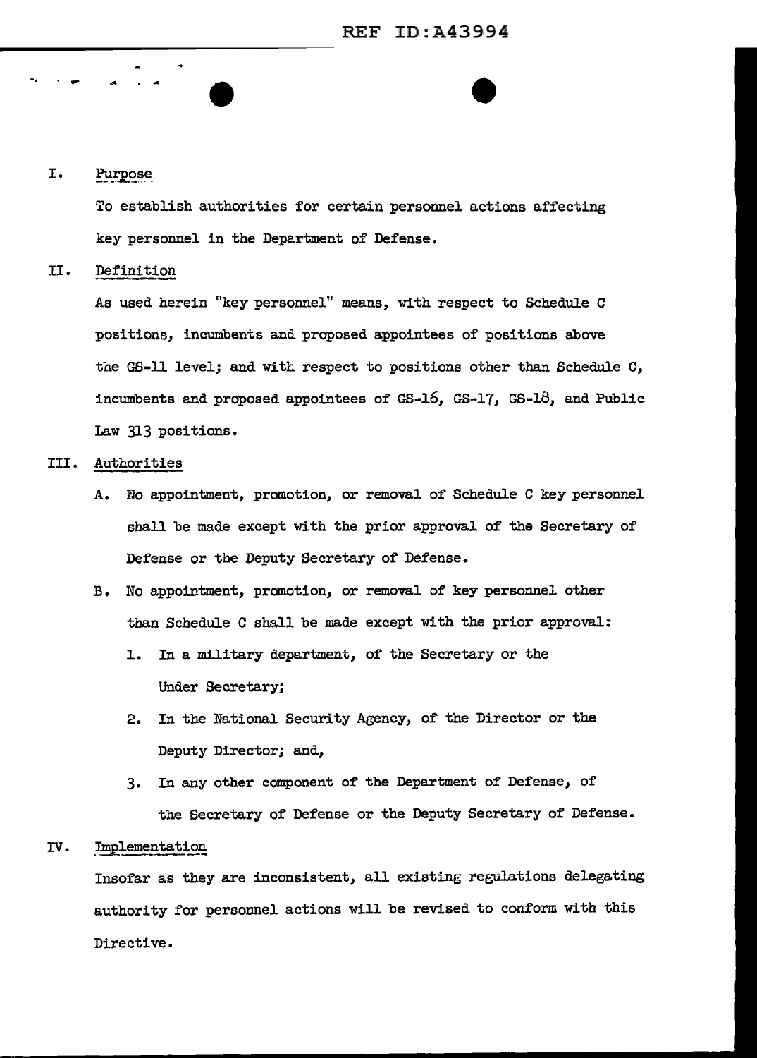I. Purpose

To establish authorities for certain personnel actions affecting key personnel in the Department of Defense.

II. Definition

As used herein "key personnel" means, with respect to Schedule C positions, incumbents and proposed appointees of positions above the GS-11 level; and with respect to positions other than Schedule C, incumbents and proposed appointees of GS-16, GS-17, GS-18, and Public Law 313 positions.

III. Authorities

A. No appointment, promotion, or removal of Schedule C key personnel shall be made except with the prior approval of the Secretary of Defense or the Deputy Secretary of Defense.

B. No appointment, promotion, or removal of key personnel other than Schedule C shall be made except with the prior approval:

1. In a military department, of the Secretary or the Under Secretary;
2. In the National Security Agency, of the Director or the Deputy Director; and,
3. In any other component of the Department of Defense, of the Secretary of Defense or the Deputy Secretary of Defense.

IV. Implementation

Insofar as they are inconsistent, all existing regulations delegating authority for personnel actions will be revised to conform with this Directive.